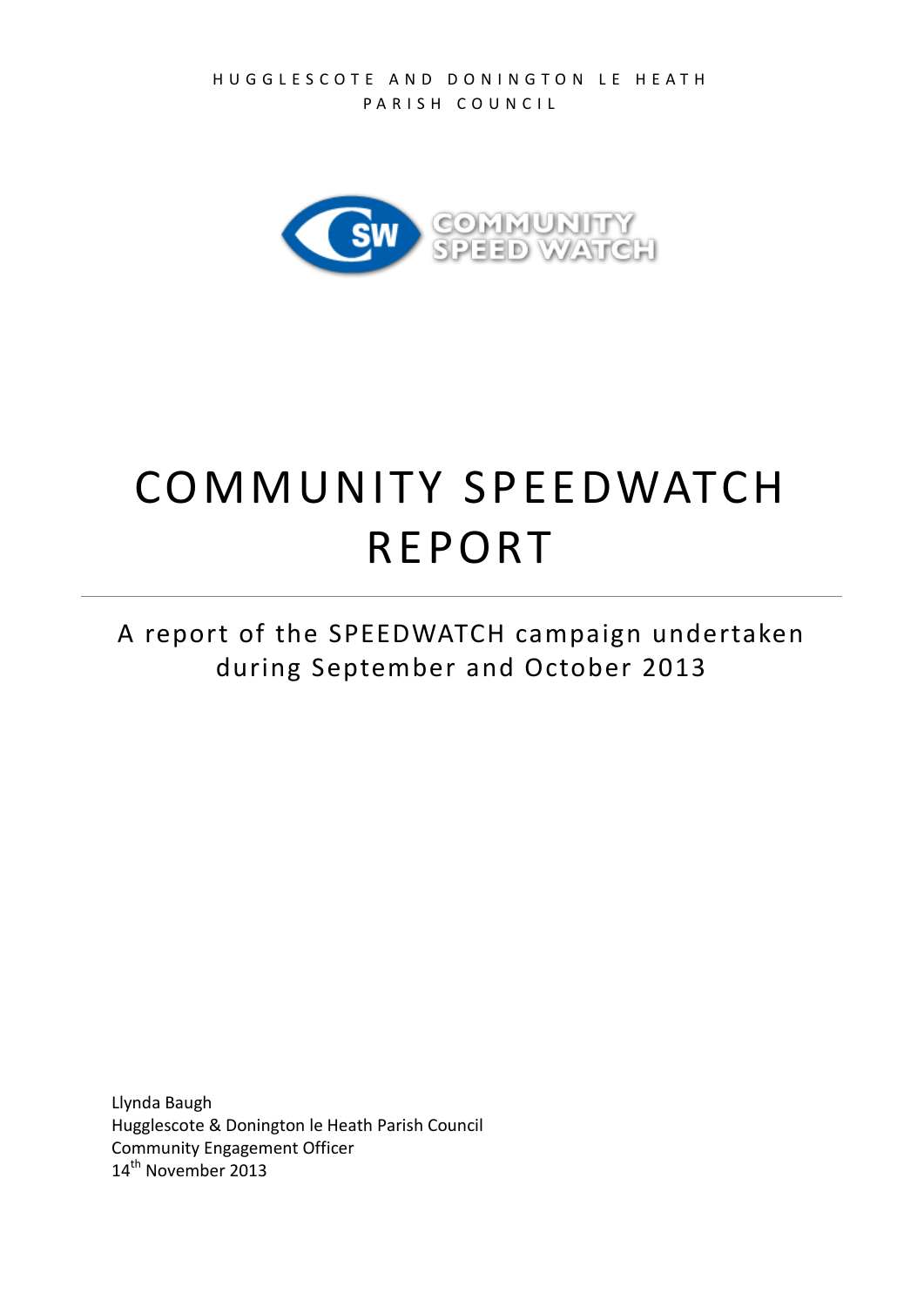HUGGLESCOTE AND DONINGTON LE HEATH PARISH COUNCIL

# COMMUNITY SPEEDWATCH REPORT

A report of the SPEEDWATCH campaign undertaken during September and October 2013

Llynda Baugh
Hugglescote & Donington le Heath Parish Council
Community Engagement Officer
14th November 2013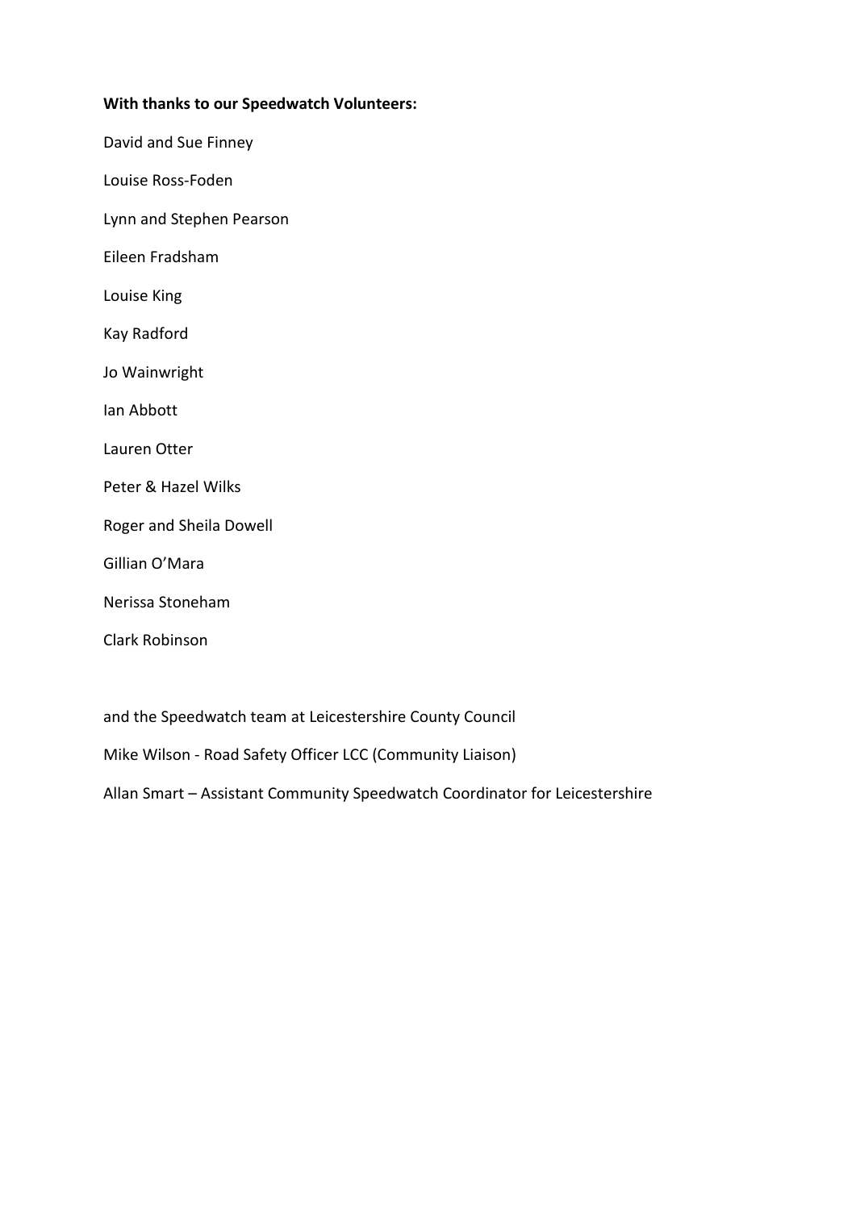**With thanks to our Speedwatch Volunteers:**

David and Sue Finney

Louise Ross-Foden

Lynn and Stephen Pearson

Eileen Fradsham

Louise King

Kay Radford

Jo Wainwright

Ian Abbott

Lauren Otter

Peter & Hazel Wilks

Roger and Sheila Dowell

Gillian O'Mara

Nerissa Stoneham

Clark Robinson

and the Speedwatch team at Leicestershire County Council

Mike Wilson - Road Safety Officer LCC (Community Liaison)

Allan Smart – Assistant Community Speedwatch Coordinator for Leicestershire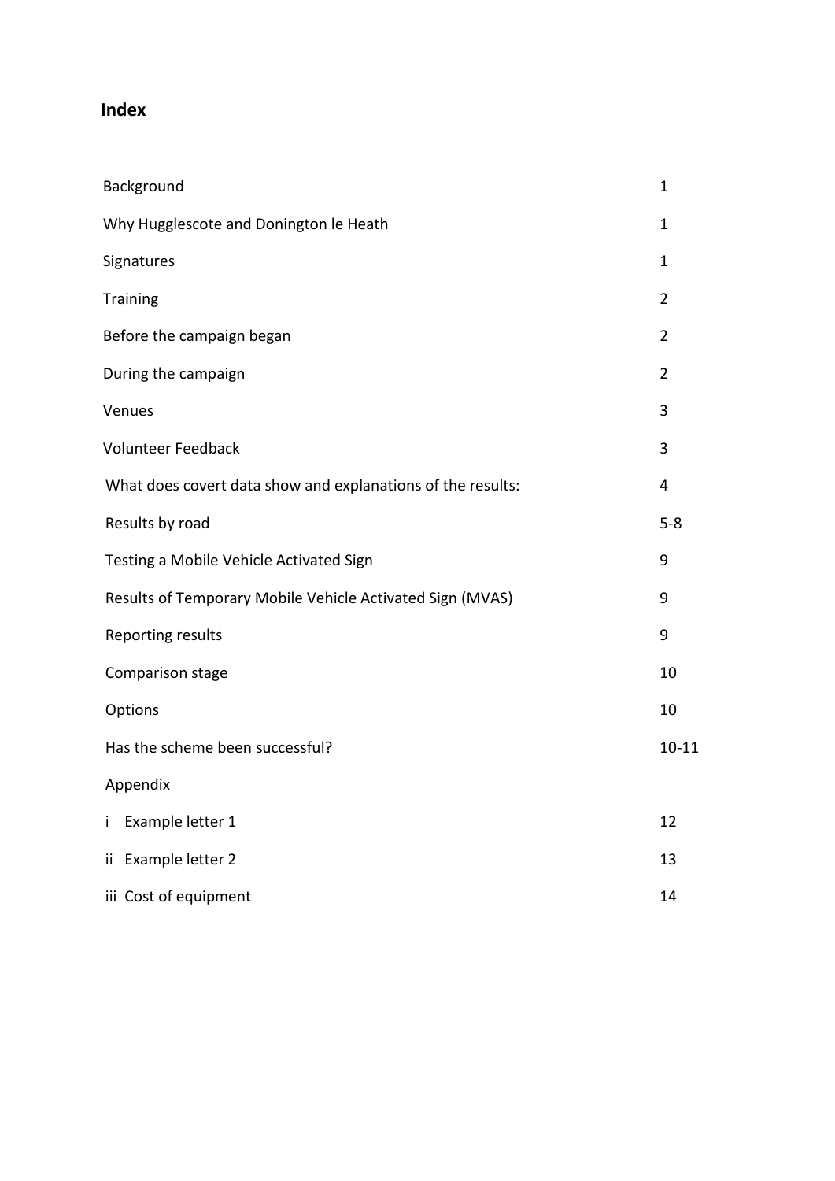# Index

| | |
|---|---|
| Background | 1 |
| Why Hugglescote and Donington le Heath | 1 |
| Signatures | 1 |
| Training | 2 |
| Before the campaign began | 2 |
| During the campaign | 2 |
| Venues | 3 |
| Volunteer Feedback | 3 |
| What does covert data show and explanations of the results: | 4 |
| Results by road | 5-8 |
| Testing a Mobile Vehicle Activated Sign | 9 |
| Results of Temporary Mobile Vehicle Activated Sign (MVAS) | 9 |
| Reporting results | 9 |
| Comparison stage | 10 |
| Options | 10 |
| Has the scheme been successful? | 10-11 |
| Appendix | |
| i Example letter 1 | 12 |
| ii Example letter 2 | 13 |
| iii Cost of equipment | 14 |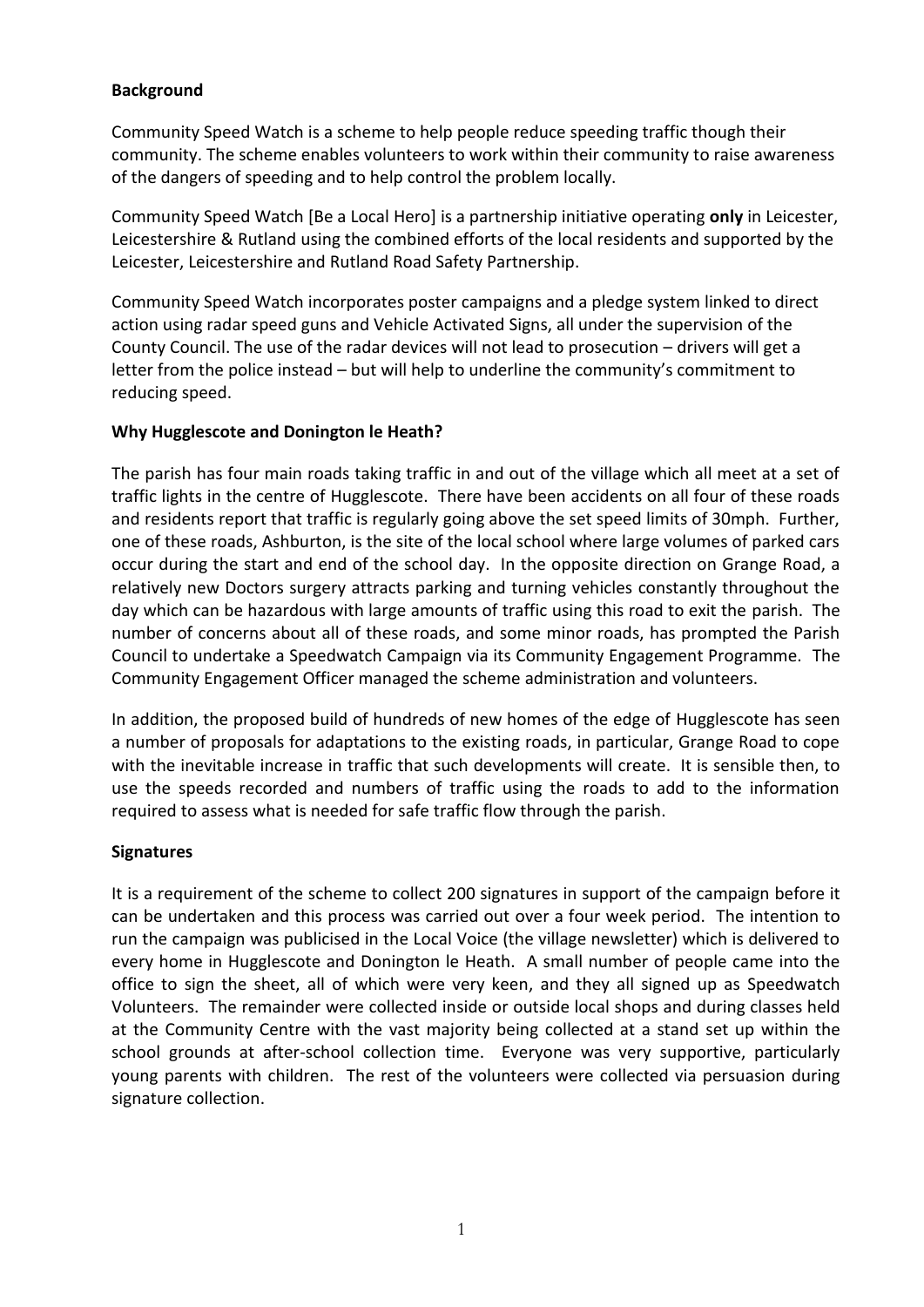**Background**

Community Speed Watch is a scheme to help people reduce speeding traffic though their community. The scheme enables volunteers to work within their community to raise awareness of the dangers of speeding and to help control the problem locally.

Community Speed Watch [Be a Local Hero] is a partnership initiative operating **only** in Leicester, Leicestershire & Rutland using the combined efforts of the local residents and supported by the Leicester, Leicestershire and Rutland Road Safety Partnership.

Community Speed Watch incorporates poster campaigns and a pledge system linked to direct action using radar speed guns and Vehicle Activated Signs, all under the supervision of the County Council. The use of the radar devices will not lead to prosecution – drivers will get a letter from the police instead – but will help to underline the community's commitment to reducing speed.

**Why Hugglescote and Donington le Heath?**

The parish has four main roads taking traffic in and out of the village which all meet at a set of traffic lights in the centre of Hugglescote. There have been accidents on all four of these roads and residents report that traffic is regularly going above the set speed limits of 30mph. Further, one of these roads, Ashburton, is the site of the local school where large volumes of parked cars occur during the start and end of the school day. In the opposite direction on Grange Road, a relatively new Doctors surgery attracts parking and turning vehicles constantly throughout the day which can be hazardous with large amounts of traffic using this road to exit the parish. The number of concerns about all of these roads, and some minor roads, has prompted the Parish Council to undertake a Speedwatch Campaign via its Community Engagement Programme. The Community Engagement Officer managed the scheme administration and volunteers.

In addition, the proposed build of hundreds of new homes of the edge of Hugglescote has seen a number of proposals for adaptations to the existing roads, in particular, Grange Road to cope with the inevitable increase in traffic that such developments will create. It is sensible then, to use the speeds recorded and numbers of traffic using the roads to add to the information required to assess what is needed for safe traffic flow through the parish.

**Signatures**

It is a requirement of the scheme to collect 200 signatures in support of the campaign before it can be undertaken and this process was carried out over a four week period. The intention to run the campaign was publicised in the Local Voice (the village newsletter) which is delivered to every home in Hugglescote and Donington le Heath. A small number of people came into the office to sign the sheet, all of which were very keen, and they all signed up as Speedwatch Volunteers. The remainder were collected inside or outside local shops and during classes held at the Community Centre with the vast majority being collected at a stand set up within the school grounds at after-school collection time. Everyone was very supportive, particularly young parents with children. The rest of the volunteers were collected via persuasion during signature collection.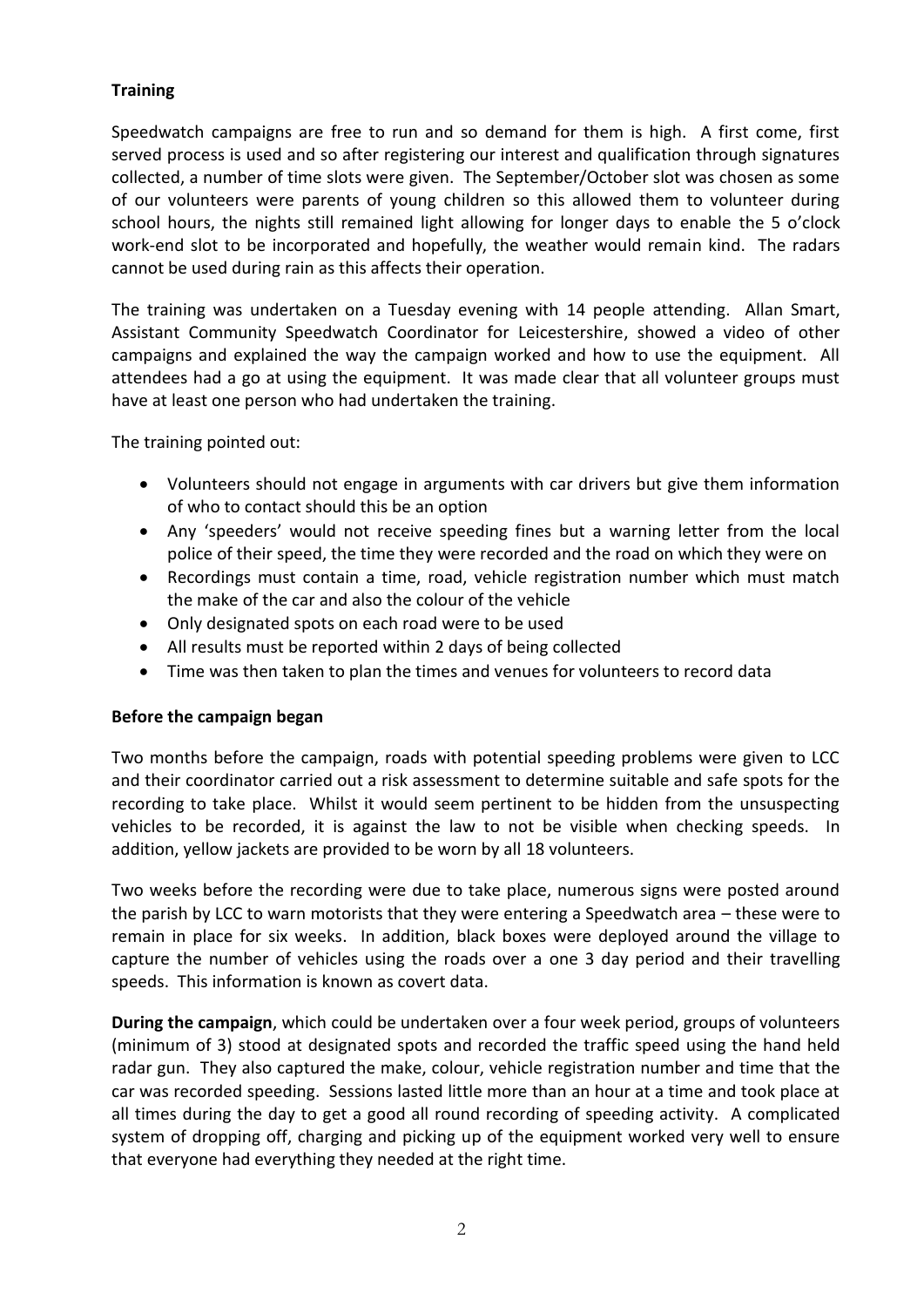## Training

Speedwatch campaigns are free to run and so demand for them is high. A first come, first served process is used and so after registering our interest and qualification through signatures collected, a number of time slots were given. The September/October slot was chosen as some of our volunteers were parents of young children so this allowed them to volunteer during school hours, the nights still remained light allowing for longer days to enable the 5 o'clock work-end slot to be incorporated and hopefully, the weather would remain kind. The radars cannot be used during rain as this affects their operation.

The training was undertaken on a Tuesday evening with 14 people attending. Allan Smart, Assistant Community Speedwatch Coordinator for Leicestershire, showed a video of other campaigns and explained the way the campaign worked and how to use the equipment. All attendees had a go at using the equipment. It was made clear that all volunteer groups must have at least one person who had undertaken the training.

The training pointed out:

- Volunteers should not engage in arguments with car drivers but give them information of who to contact should this be an option
- Any 'speeders' would not receive speeding fines but a warning letter from the local police of their speed, the time they were recorded and the road on which they were on
- Recordings must contain a time, road, vehicle registration number which must match the make of the car and also the colour of the vehicle
- Only designated spots on each road were to be used
- All results must be reported within 2 days of being collected
- Time was then taken to plan the times and venues for volunteers to record data

## Before the campaign began

Two months before the campaign, roads with potential speeding problems were given to LCC and their coordinator carried out a risk assessment to determine suitable and safe spots for the recording to take place. Whilst it would seem pertinent to be hidden from the unsuspecting vehicles to be recorded, it is against the law to not be visible when checking speeds. In addition, yellow jackets are provided to be worn by all 18 volunteers.

Two weeks before the recording were due to take place, numerous signs were posted around the parish by LCC to warn motorists that they were entering a Speedwatch area – these were to remain in place for six weeks. In addition, black boxes were deployed around the village to capture the number of vehicles using the roads over a one 3 day period and their travelling speeds. This information is known as covert data.

**During the campaign**, which could be undertaken over a four week period, groups of volunteers (minimum of 3) stood at designated spots and recorded the traffic speed using the hand held radar gun. They also captured the make, colour, vehicle registration number and time that the car was recorded speeding. Sessions lasted little more than an hour at a time and took place at all times during the day to get a good all round recording of speeding activity. A complicated system of dropping off, charging and picking up of the equipment worked very well to ensure that everyone had everything they needed at the right time.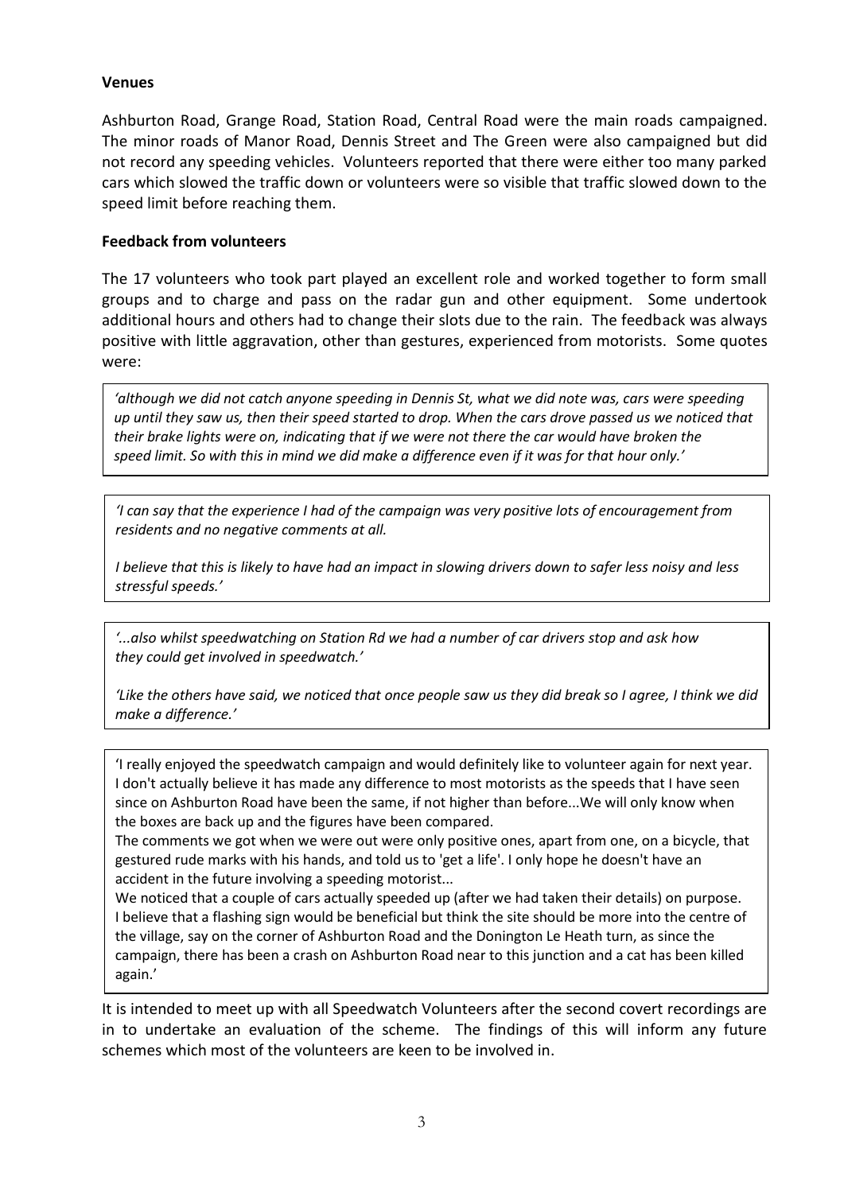**Venues**

Ashburton Road, Grange Road, Station Road, Central Road were the main roads campaigned. The minor roads of Manor Road, Dennis Street and The Green were also campaigned but did not record any speeding vehicles. Volunteers reported that there were either too many parked cars which slowed the traffic down or volunteers were so visible that traffic slowed down to the speed limit before reaching them.

**Feedback from volunteers**

The 17 volunteers who took part played an excellent role and worked together to form small groups and to charge and pass on the radar gun and other equipment. Some undertook additional hours and others had to change their slots due to the rain. The feedback was always positive with little aggravation, other than gestures, experienced from motorists. Some quotes were:

> *'although we did not catch anyone speeding in Dennis St, what we did note was, cars were speeding up until they saw us, then their speed started to drop. When the cars drove passed us we noticed that their brake lights were on, indicating that if we were not there the car would have broken the speed limit. So with this in mind we did make a difference even if it was for that hour only.'*

> *'I can say that the experience I had of the campaign was very positive lots of encouragement from residents and no negative comments at all.*
>
> *I believe that this is likely to have had an impact in slowing drivers down to safer less noisy and less stressful speeds.'*

> *'...also whilst speedwatching on Station Rd we had a number of car drivers stop and ask how they could get involved in speedwatch.'*
>
> *'Like the others have said, we noticed that once people saw us they did break so I agree, I think we did make a difference.'*

> 'I really enjoyed the speedwatch campaign and would definitely like to volunteer again for next year. I don't actually believe it has made any difference to most motorists as the speeds that I have seen since on Ashburton Road have been the same, if not higher than before...We will only know when the boxes are back up and the figures have been compared.
>
> The comments we got when we were out were only positive ones, apart from one, on a bicycle, that gestured rude marks with his hands, and told us to 'get a life'. I only hope he doesn't have an accident in the future involving a speeding motorist...
>
> We noticed that a couple of cars actually speeded up (after we had taken their details) on purpose. I believe that a flashing sign would be beneficial but think the site should be more into the centre of the village, say on the corner of Ashburton Road and the Donington Le Heath turn, as since the campaign, there has been a crash on Ashburton Road near to this junction and a cat has been killed again.'

It is intended to meet up with all Speedwatch Volunteers after the second covert recordings are in to undertake an evaluation of the scheme. The findings of this will inform any future schemes which most of the volunteers are keen to be involved in.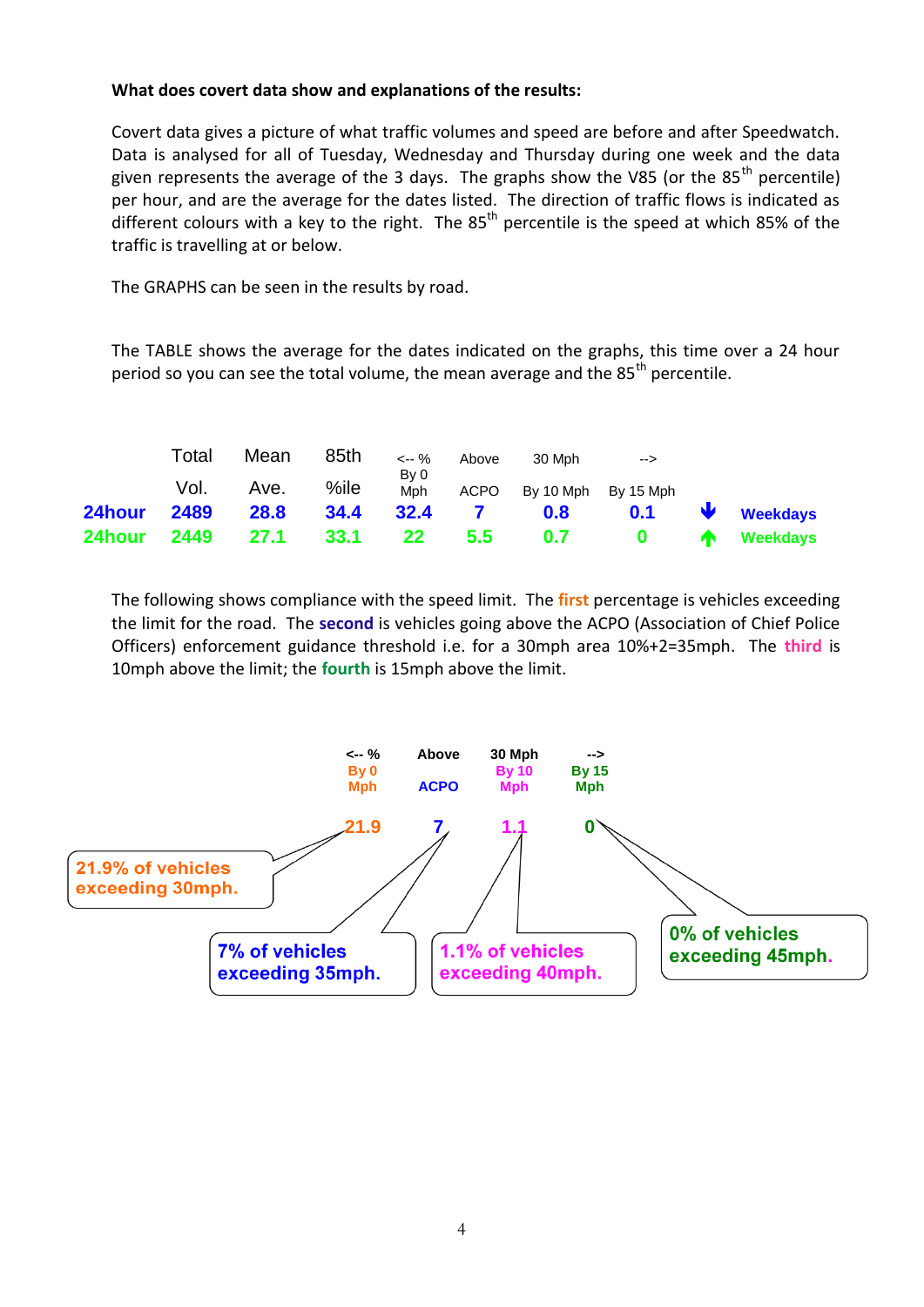**What does covert data show and explanations of the results:**

Covert data gives a picture of what traffic volumes and speed are before and after Speedwatch. Data is analysed for all of Tuesday, Wednesday and Thursday during one week and the data given represents the average of the 3 days. The graphs show the V85 (or the 85th percentile) per hour, and are the average for the dates listed. The direction of traffic flows is indicated as different colours with a key to the right. The 85th percentile is the speed at which 85% of the traffic is travelling at or below.

The GRAPHS can be seen in the results by road.

The TABLE shows the average for the dates indicated on the graphs, this time over a 24 hour period so you can see the total volume, the mean average and the 85th percentile.

| | Total Vol. | Mean Ave. | 85th %ile | <-- % By 0 Mph | Above ACPO | 30 Mph By 10 Mph | --> By 15 Mph | | |
|---|---|---|---|---|---|---|---|---|---|
| 24hour | 2489 | 28.8 | 34.4 | 32.4 | 7 | 0.8 | 0.1 | ↓ | Weekdays |
| 24hour | 2449 | 27.1 | 33.1 | 22 | 5.5 | 0.7 | 0 | ↑ | Weekdays |

The following shows compliance with the speed limit. The **first** percentage is vehicles exceeding the limit for the road. The **second** is vehicles going above the ACPO (Association of Chief Police Officers) enforcement guidance threshold i.e. for a 30mph area 10%+2=35mph. The **third** is 10mph above the limit; the **fourth** is 15mph above the limit.

| <-- % By 0 Mph | Above ACPO | 30 Mph By 10 Mph | --> By 15 Mph |
|---|---|---|---|
| 21.9 | 7 | 1.1 | 0 |

- **21.9% of vehicles exceeding 30mph.**
- **7% of vehicles exceeding 35mph.**
- **1.1% of vehicles exceeding 40mph.**
- **0% of vehicles exceeding 45mph.**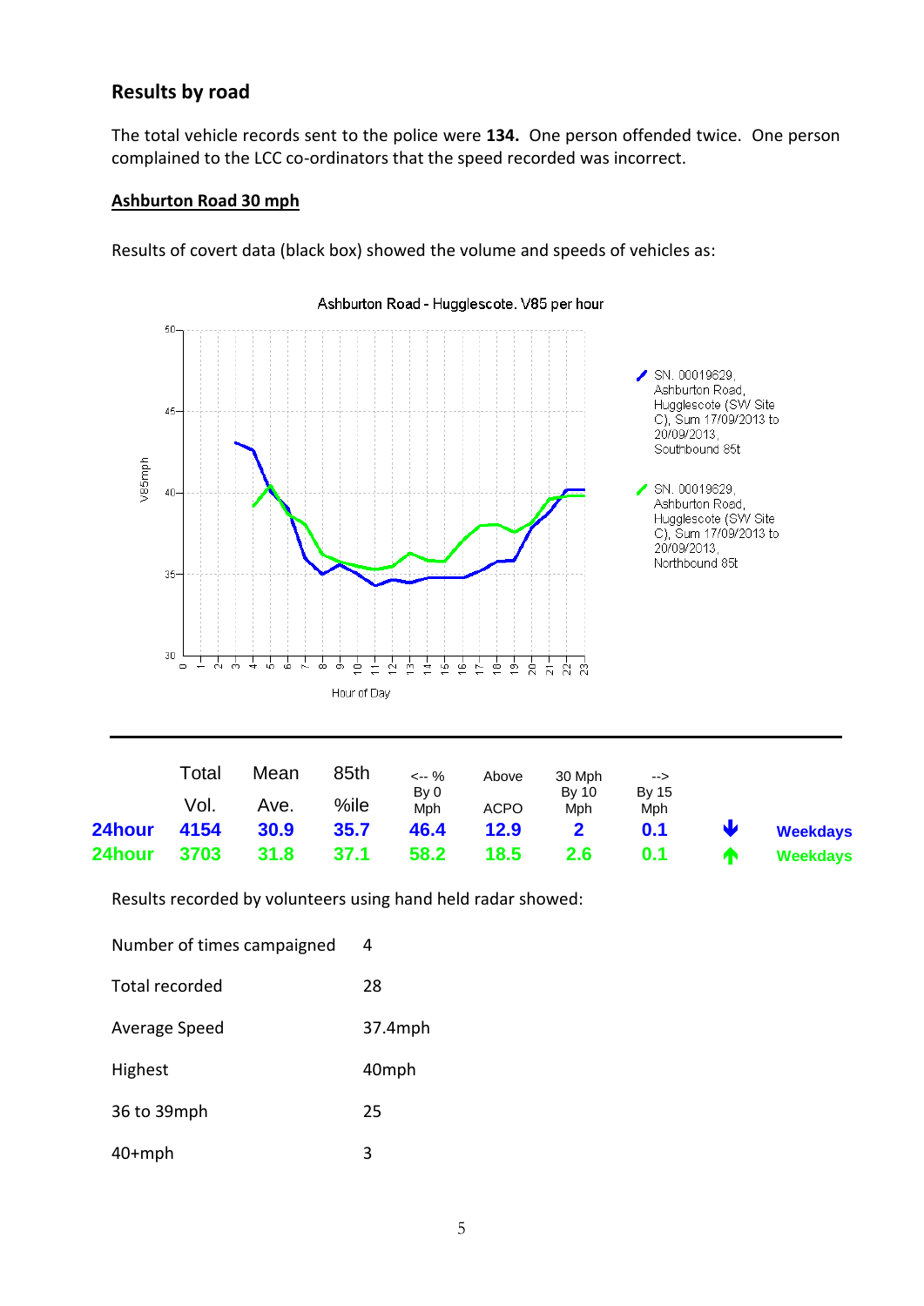## Results by road

The total vehicle records sent to the police were **134.** One person offended twice. One person complained to the LCC co-ordinators that the speed recorded was incorrect.

### Ashburton Road 30 mph

Results of covert data (black box) showed the volume and speeds of vehicles as:

Ashburton Road - Hugglescote. V85 per hour

| | Total Vol. | Mean Ave. | 85th %ile | <-- % By 0 Mph | Above ACPO | 30 Mph By 10 Mph | --> By 15 Mph | | |
|---|---|---|---|---|---|---|---|---|---|
| 24hour | 4154 | 30.9 | 35.7 | 46.4 | 12.9 | 2 | 0.1 | ↓ | Weekdays |
| 24hour | 3703 | 31.8 | 37.1 | 58.2 | 18.5 | 2.6 | 0.1 | ↑ | Weekdays |

Results recorded by volunteers using hand held radar showed:

| | |
|---|---|
| Number of times campaigned | 4 |
| Total recorded | 28 |
| Average Speed | 37.4mph |
| Highest | 40mph |
| 36 to 39mph | 25 |
| 40+mph | 3 |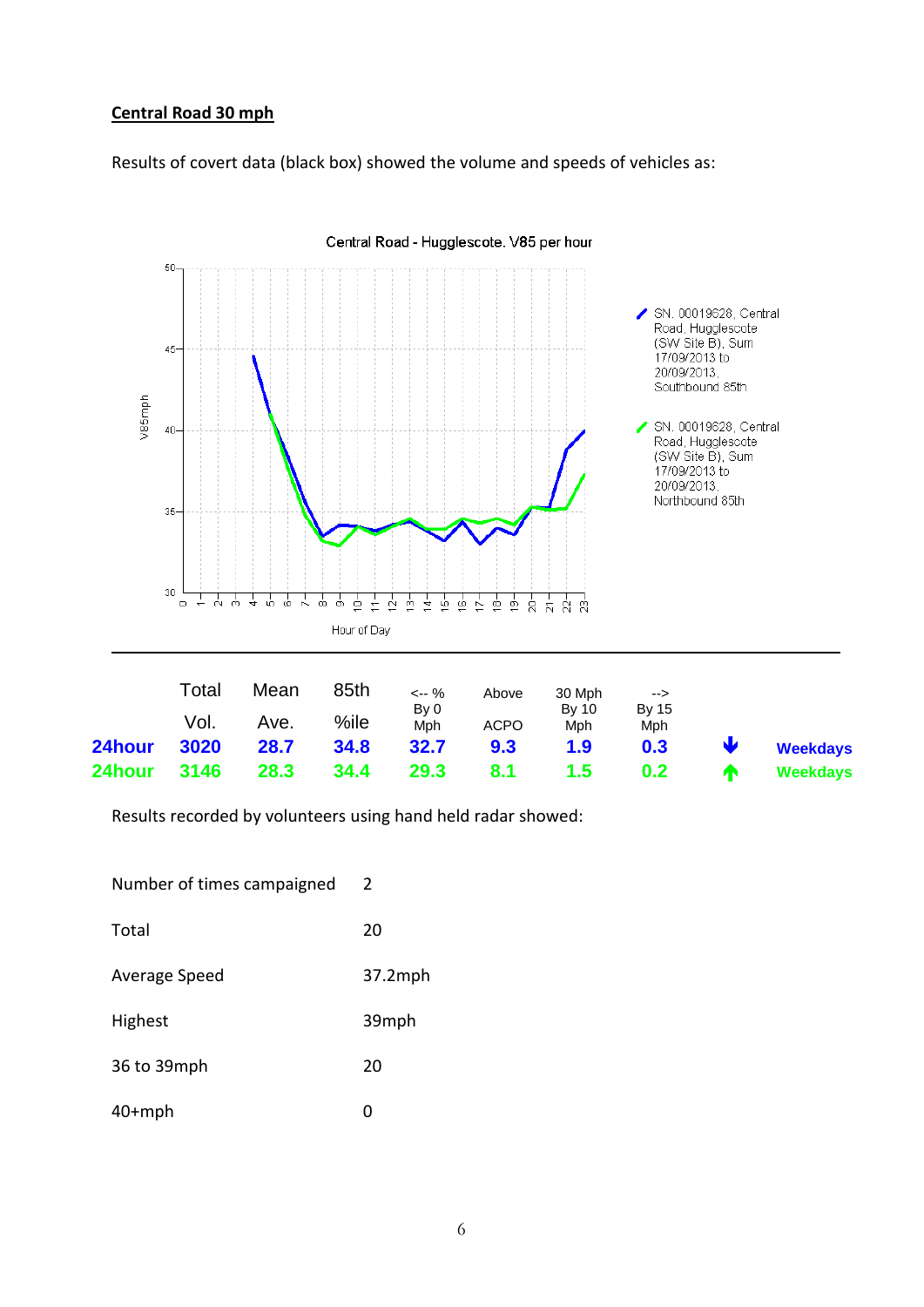**Central Road 30 mph**

Results of covert data (black box) showed the volume and speeds of vehicles as:

|  | Total Vol. | Mean Ave. | 85th %ile | <-- % By 0 Mph | Above ACPO | 30 Mph By 10 Mph | --> By 15 Mph |  |  |
|---|---|---|---|---|---|---|---|---|---|
| **24hour** | **3020** | **28.7** | **34.8** | **32.7** | **9.3** | **1.9** | **0.3** | ↓ | **Weekdays** |
| **24hour** | **3146** | **28.3** | **34.4** | **29.3** | **8.1** | **1.5** | **0.2** | ↑ | **Weekdays** |

Results recorded by volunteers using hand held radar showed:

| | |
|---|---|
| Number of times campaigned | 2 |
| Total | 20 |
| Average Speed | 37.2mph |
| Highest | 39mph |
| 36 to 39mph | 20 |
| 40+mph | 0 |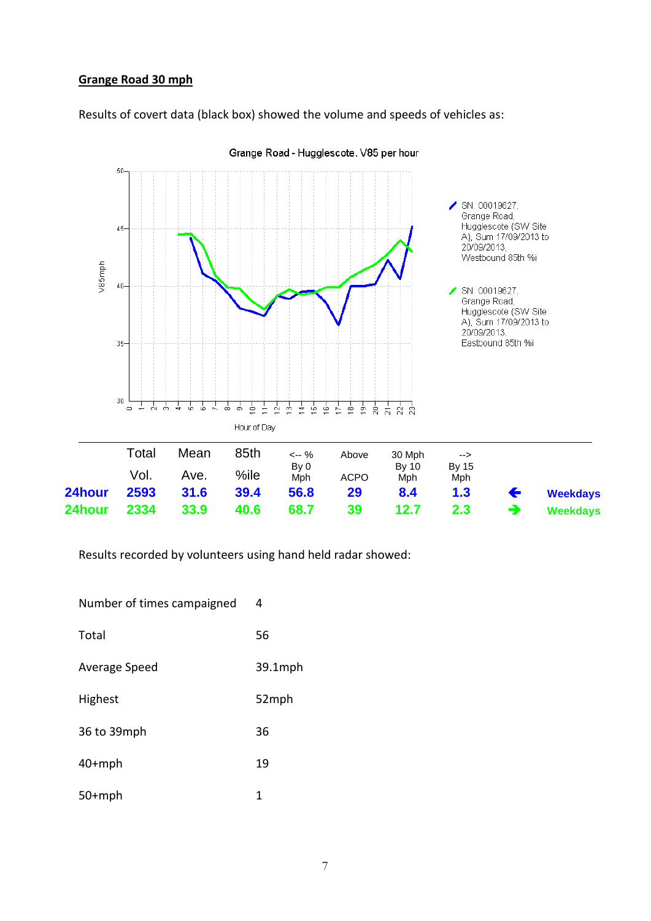**Grange Road 30 mph**

Results of covert data (black box) showed the volume and speeds of vehicles as:

Grange Road - Hugglescote. V85 per hour

| | Total Vol. | Mean Ave. | 85th %ile | <-- % By 0 Mph | Above ACPO | 30 Mph By 10 Mph | --> By 15 Mph | | |
|---|---|---|---|---|---|---|---|---|---|
| **24hour** | **2593** | **31.6** | **39.4** | **56.8** | **29** | **8.4** | **1.3** | ← | **Weekdays** |
| **24hour** | **2334** | **33.9** | **40.6** | **68.7** | **39** | **12.7** | **2.3** | → | **Weekdays** |

Results recorded by volunteers using hand held radar showed:

| | |
|---|---|
| Number of times campaigned | 4 |
| Total | 56 |
| Average Speed | 39.1mph |
| Highest | 52mph |
| 36 to 39mph | 36 |
| 40+mph | 19 |
| 50+mph | 1 |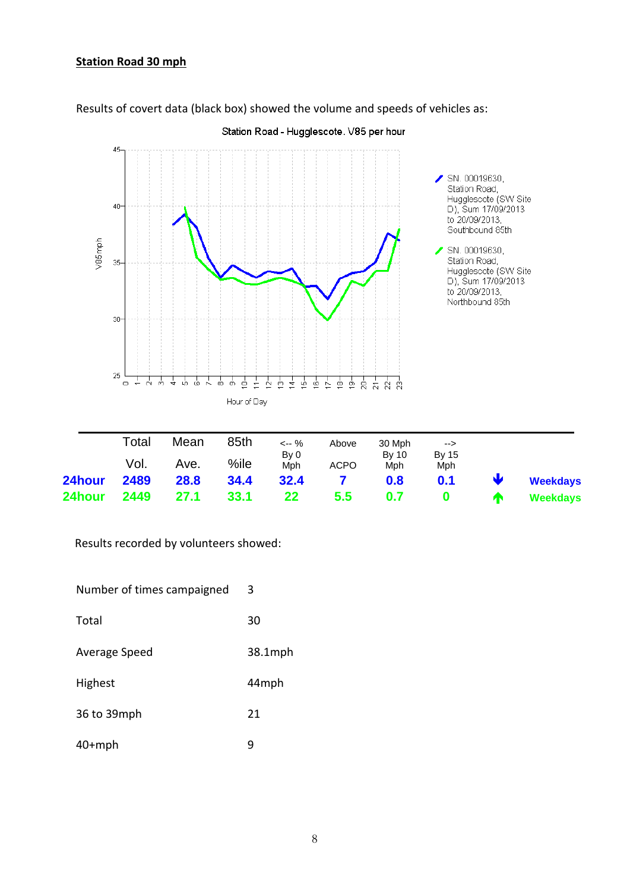**Station Road 30 mph**

Results of covert data (black box) showed the volume and speeds of vehicles as:

Station Road - Hugglescote. V85 per hour

SN. 00019630, Station Road, Hugglescote (SW Site D), Sum 17/09/2013 to 20/09/2013, Southbound 85th

SN. 00019630, Station Road, Hugglescote (SW Site D), Sum 17/09/2013 to 20/09/2013, Northbound 85th

V85 mph

Hour of Day

| | Total Vol. | Mean Ave. | 85th %ile | <-- % By 0 Mph | Above ACPO | 30 Mph By 10 Mph | --> By 15 Mph | | |
|---|---|---|---|---|---|---|---|---|---|
| **24hour** | **2489** | **28.8** | **34.4** | **32.4** | **7** | **0.8** | **0.1** | ↓ | **Weekdays** |
| **24hour** | **2449** | **27.1** | **33.1** | **22** | **5.5** | **0.7** | **0** | ↑ | **Weekdays** |

Results recorded by volunteers showed:

| | |
|---|---|
| Number of times campaigned | 3 |
| Total | 30 |
| Average Speed | 38.1mph |
| Highest | 44mph |
| 36 to 39mph | 21 |
| 40+mph | 9 |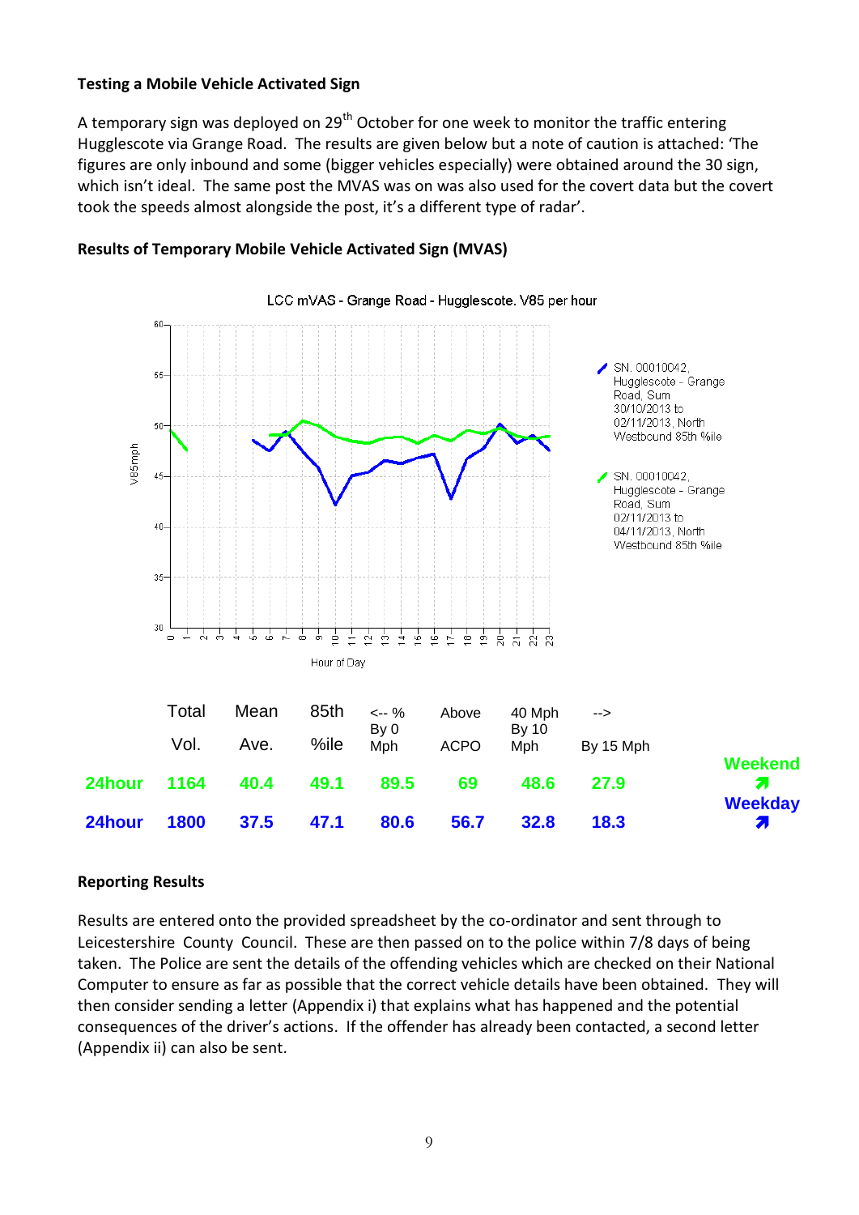**Testing a Mobile Vehicle Activated Sign**

A temporary sign was deployed on 29th October for one week to monitor the traffic entering Hugglescote via Grange Road. The results are given below but a note of caution is attached: 'The figures are only inbound and some (bigger vehicles especially) were obtained around the 30 sign, which isn't ideal. The same post the MVAS was on was also used for the covert data but the covert took the speeds almost alongside the post, it's a different type of radar'.

**Results of Temporary Mobile Vehicle Activated Sign (MVAS)**

LCC mVAS - Grange Road - Hugglescote. V85 per hour

| | Total Vol. | Mean Ave. | 85th %ile | <-- % By 0 Mph | Above ACPO | 40 Mph By 10 Mph | --> By 15 Mph | |
|---|---|---|---|---|---|---|---|---|
| 24hour | 1164 | 40.4 | 49.1 | 89.5 | 69 | 48.6 | 27.9 | Weekend |
| 24hour | 1800 | 37.5 | 47.1 | 80.6 | 56.7 | 32.8 | 18.3 | Weekday |

**Reporting Results**

Results are entered onto the provided spreadsheet by the co-ordinator and sent through to Leicestershire County Council. These are then passed on to the police within 7/8 days of being taken. The Police are sent the details of the offending vehicles which are checked on their National Computer to ensure as far as possible that the correct vehicle details have been obtained. They will then consider sending a letter (Appendix i) that explains what has happened and the potential consequences of the driver's actions. If the offender has already been contacted, a second letter (Appendix ii) can also be sent.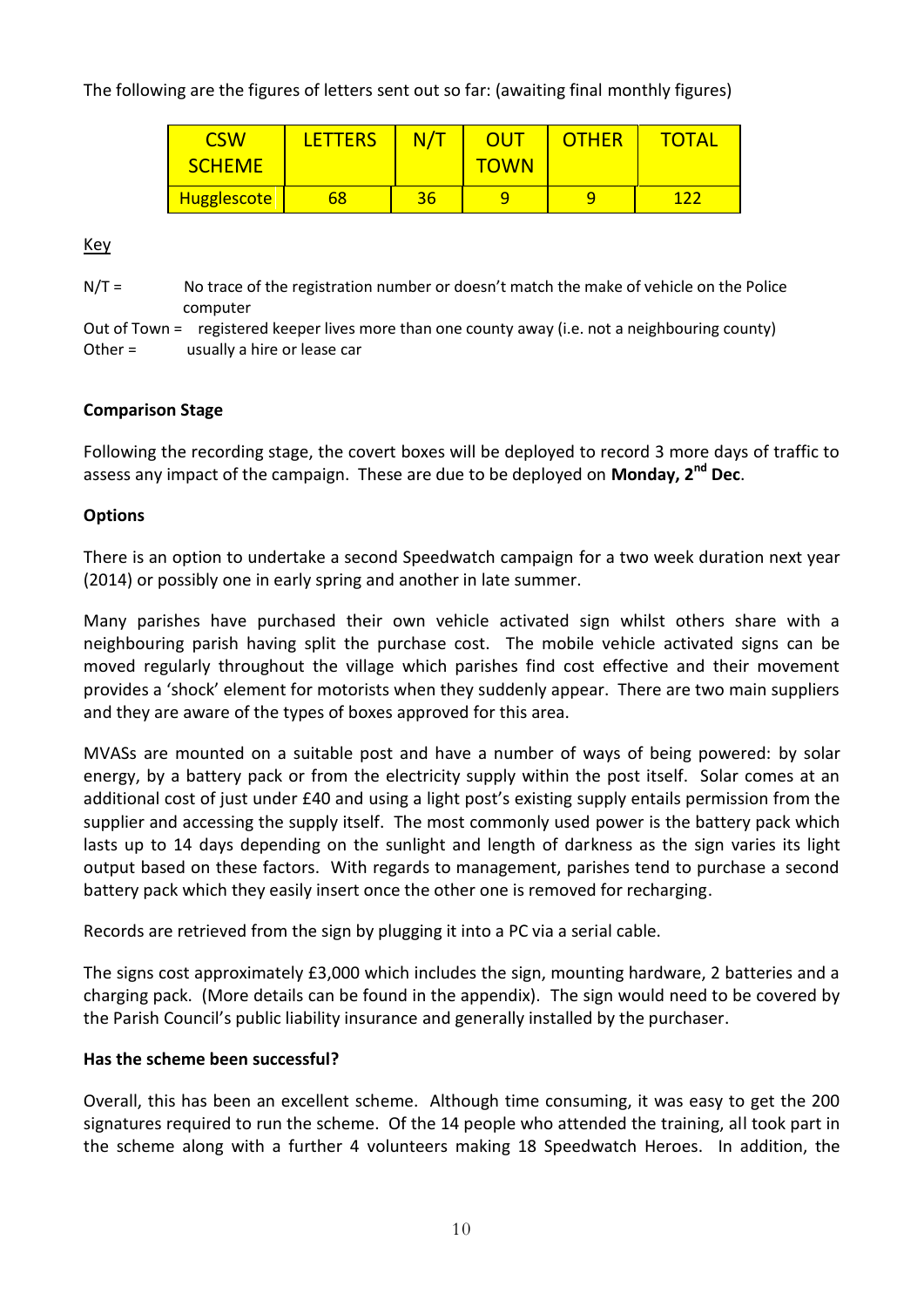The following are the figures of letters sent out so far: (awaiting final monthly figures)

| CSW SCHEME | LETTERS | N/T | OUT TOWN | OTHER | TOTAL |
|---|---|---|---|---|---|
| Hugglescote | 68 | 36 | 9 | 9 | 122 |

Key

N/T = No trace of the registration number or doesn't match the make of vehicle on the Police computer

Out of Town = registered keeper lives more than one county away (i.e. not a neighbouring county)

Other = usually a hire or lease car

**Comparison Stage**

Following the recording stage, the covert boxes will be deployed to record 3 more days of traffic to assess any impact of the campaign. These are due to be deployed on **Monday, 2nd Dec**.

**Options**

There is an option to undertake a second Speedwatch campaign for a two week duration next year (2014) or possibly one in early spring and another in late summer.

Many parishes have purchased their own vehicle activated sign whilst others share with a neighbouring parish having split the purchase cost. The mobile vehicle activated signs can be moved regularly throughout the village which parishes find cost effective and their movement provides a 'shock' element for motorists when they suddenly appear. There are two main suppliers and they are aware of the types of boxes approved for this area.

MVASs are mounted on a suitable post and have a number of ways of being powered: by solar energy, by a battery pack or from the electricity supply within the post itself. Solar comes at an additional cost of just under £40 and using a light post's existing supply entails permission from the supplier and accessing the supply itself. The most commonly used power is the battery pack which lasts up to 14 days depending on the sunlight and length of darkness as the sign varies its light output based on these factors. With regards to management, parishes tend to purchase a second battery pack which they easily insert once the other one is removed for recharging.

Records are retrieved from the sign by plugging it into a PC via a serial cable.

The signs cost approximately £3,000 which includes the sign, mounting hardware, 2 batteries and a charging pack. (More details can be found in the appendix). The sign would need to be covered by the Parish Council's public liability insurance and generally installed by the purchaser.

**Has the scheme been successful?**

Overall, this has been an excellent scheme. Although time consuming, it was easy to get the 200 signatures required to run the scheme. Of the 14 people who attended the training, all took part in the scheme along with a further 4 volunteers making 18 Speedwatch Heroes. In addition, the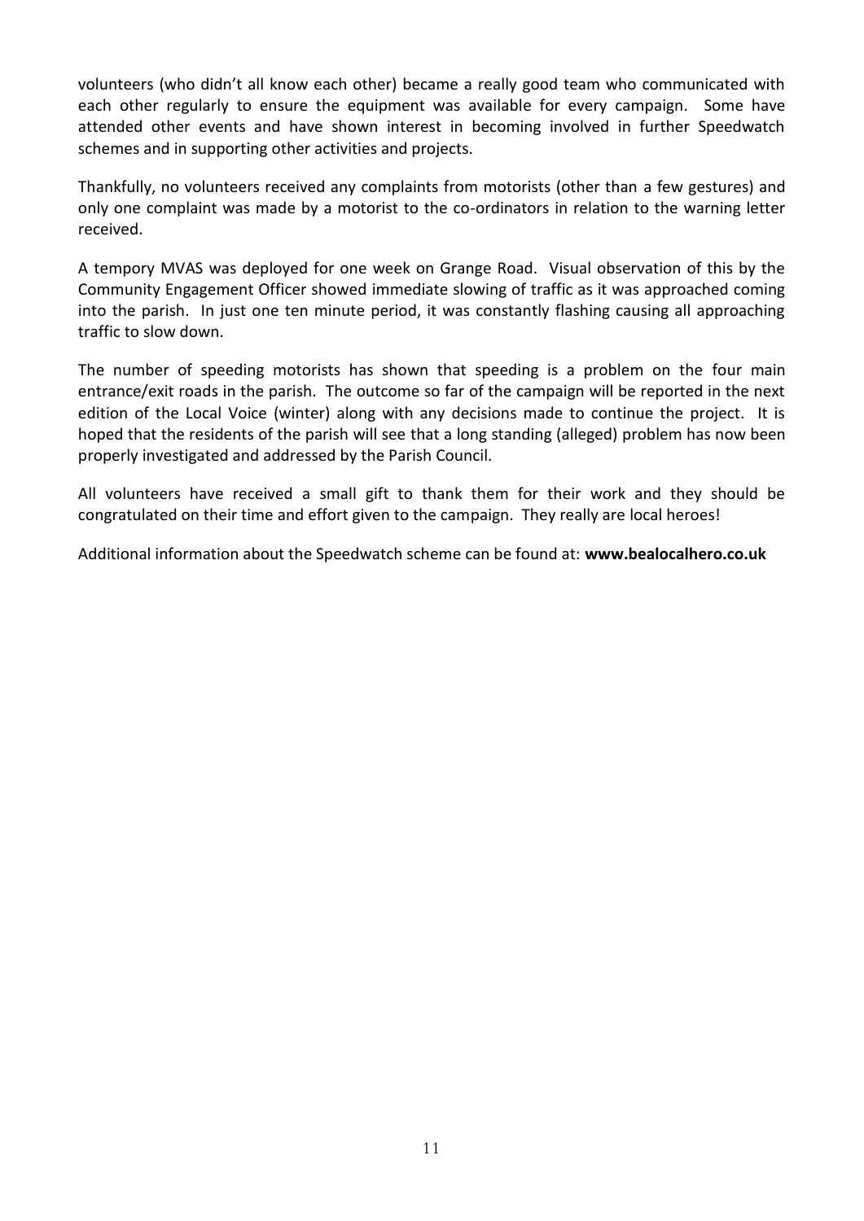volunteers (who didn't all know each other) became a really good team who communicated with each other regularly to ensure the equipment was available for every campaign. Some have attended other events and have shown interest in becoming involved in further Speedwatch schemes and in supporting other activities and projects.

Thankfully, no volunteers received any complaints from motorists (other than a few gestures) and only one complaint was made by a motorist to the co-ordinators in relation to the warning letter received.

A tempory MVAS was deployed for one week on Grange Road. Visual observation of this by the Community Engagement Officer showed immediate slowing of traffic as it was approached coming into the parish. In just one ten minute period, it was constantly flashing causing all approaching traffic to slow down.

The number of speeding motorists has shown that speeding is a problem on the four main entrance/exit roads in the parish. The outcome so far of the campaign will be reported in the next edition of the Local Voice (winter) along with any decisions made to continue the project. It is hoped that the residents of the parish will see that a long standing (alleged) problem has now been properly investigated and addressed by the Parish Council.

All volunteers have received a small gift to thank them for their work and they should be congratulated on their time and effort given to the campaign. They really are local heroes!

Additional information about the Speedwatch scheme can be found at: **www.bealocalhero.co.uk**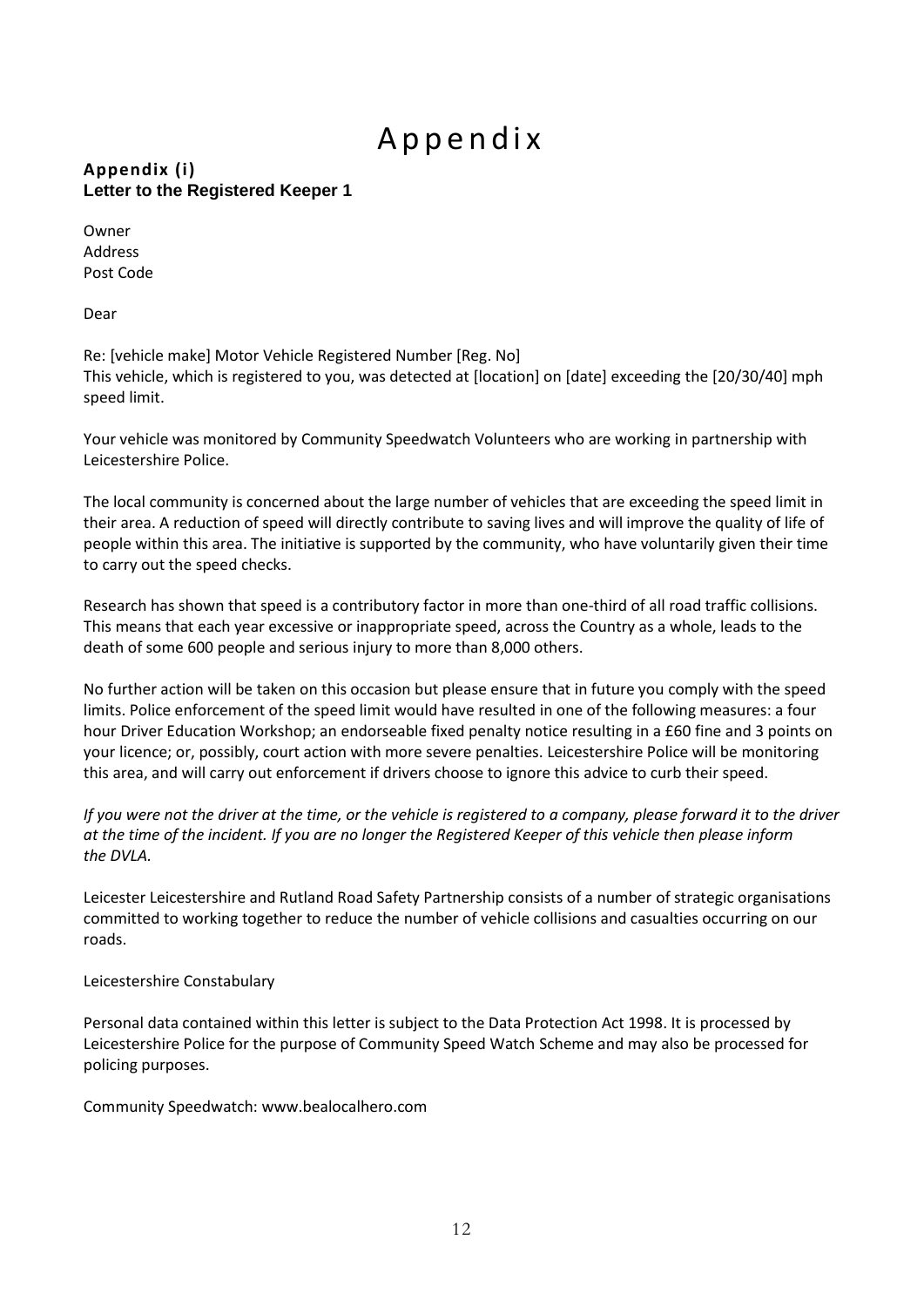# Appendix

## Appendix (i)

**Letter to the Registered Keeper 1**

Owner
Address
Post Code

Dear

Re: [vehicle make] Motor Vehicle Registered Number [Reg. No]
This vehicle, which is registered to you, was detected at [location] on [date] exceeding the [20/30/40] mph speed limit.

Your vehicle was monitored by Community Speedwatch Volunteers who are working in partnership with Leicestershire Police.

The local community is concerned about the large number of vehicles that are exceeding the speed limit in their area. A reduction of speed will directly contribute to saving lives and will improve the quality of life of people within this area. The initiative is supported by the community, who have voluntarily given their time to carry out the speed checks.

Research has shown that speed is a contributory factor in more than one-third of all road traffic collisions. This means that each year excessive or inappropriate speed, across the Country as a whole, leads to the death of some 600 people and serious injury to more than 8,000 others.

No further action will be taken on this occasion but please ensure that in future you comply with the speed limits. Police enforcement of the speed limit would have resulted in one of the following measures: a four hour Driver Education Workshop; an endorseable fixed penalty notice resulting in a £60 fine and 3 points on your licence; or, possibly, court action with more severe penalties. Leicestershire Police will be monitoring this area, and will carry out enforcement if drivers choose to ignore this advice to curb their speed.

*If you were not the driver at the time, or the vehicle is registered to a company, please forward it to the driver at the time of the incident. If you are no longer the Registered Keeper of this vehicle then please inform the DVLA.*

Leicester Leicestershire and Rutland Road Safety Partnership consists of a number of strategic organisations committed to working together to reduce the number of vehicle collisions and casualties occurring on our roads.

Leicestershire Constabulary

Personal data contained within this letter is subject to the Data Protection Act 1998. It is processed by Leicestershire Police for the purpose of Community Speed Watch Scheme and may also be processed for policing purposes.

Community Speedwatch: www.bealocalhero.com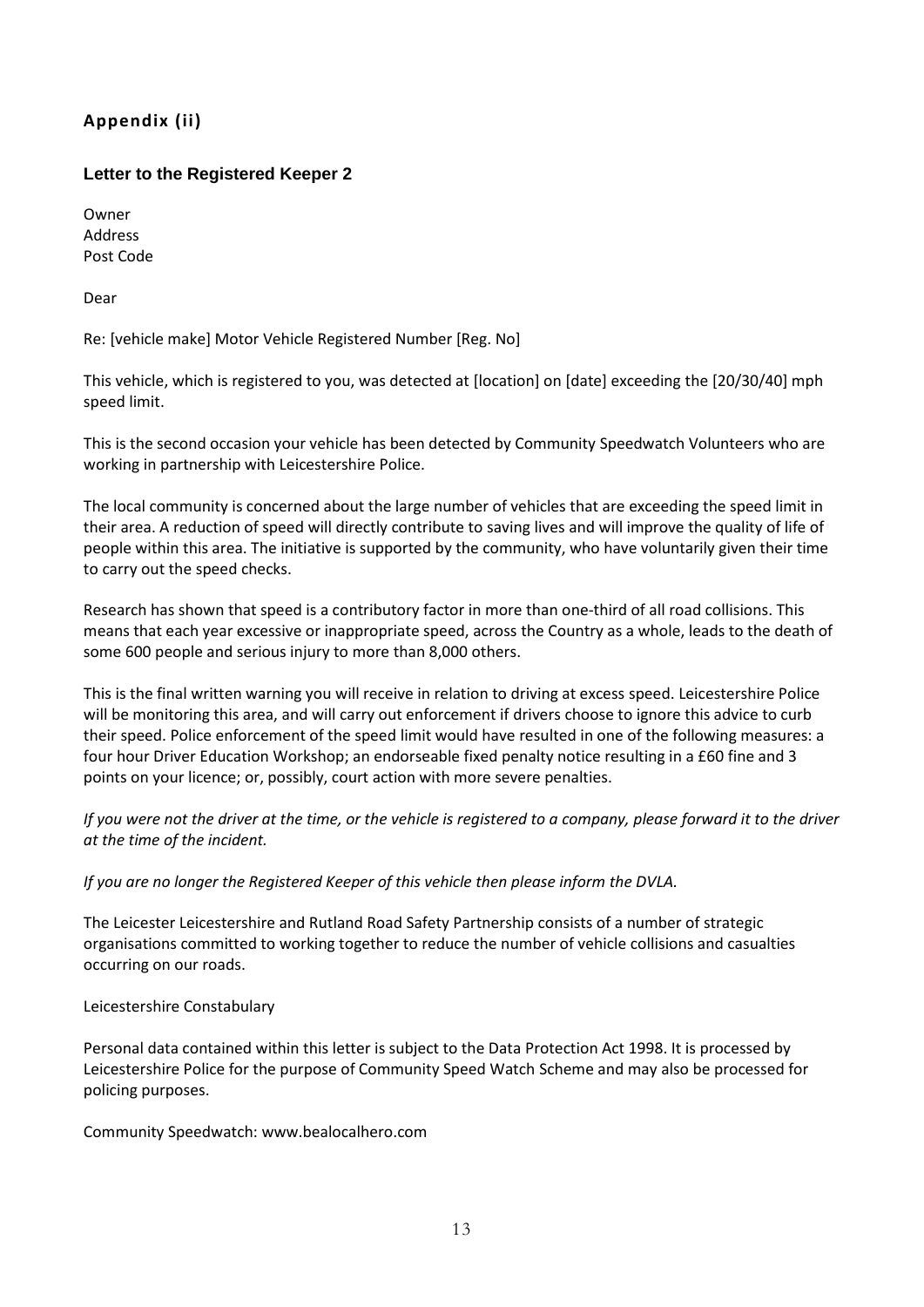## Appendix (ii)

### Letter to the Registered Keeper 2

Owner
Address
Post Code

Dear

Re: [vehicle make] Motor Vehicle Registered Number [Reg. No]

This vehicle, which is registered to you, was detected at [location] on [date] exceeding the [20/30/40] mph speed limit.

This is the second occasion your vehicle has been detected by Community Speedwatch Volunteers who are working in partnership with Leicestershire Police.

The local community is concerned about the large number of vehicles that are exceeding the speed limit in their area. A reduction of speed will directly contribute to saving lives and will improve the quality of life of people within this area. The initiative is supported by the community, who have voluntarily given their time to carry out the speed checks.

Research has shown that speed is a contributory factor in more than one-third of all road collisions. This means that each year excessive or inappropriate speed, across the Country as a whole, leads to the death of some 600 people and serious injury to more than 8,000 others.

This is the final written warning you will receive in relation to driving at excess speed. Leicestershire Police will be monitoring this area, and will carry out enforcement if drivers choose to ignore this advice to curb their speed. Police enforcement of the speed limit would have resulted in one of the following measures: a four hour Driver Education Workshop; an endorseable fixed penalty notice resulting in a £60 fine and 3 points on your licence; or, possibly, court action with more severe penalties.

*If you were not the driver at the time, or the vehicle is registered to a company, please forward it to the driver at the time of the incident.*

*If you are no longer the Registered Keeper of this vehicle then please inform the DVLA.*

The Leicester Leicestershire and Rutland Road Safety Partnership consists of a number of strategic organisations committed to working together to reduce the number of vehicle collisions and casualties occurring on our roads.

Leicestershire Constabulary

Personal data contained within this letter is subject to the Data Protection Act 1998. It is processed by Leicestershire Police for the purpose of Community Speed Watch Scheme and may also be processed for policing purposes.

Community Speedwatch: www.bealocalhero.com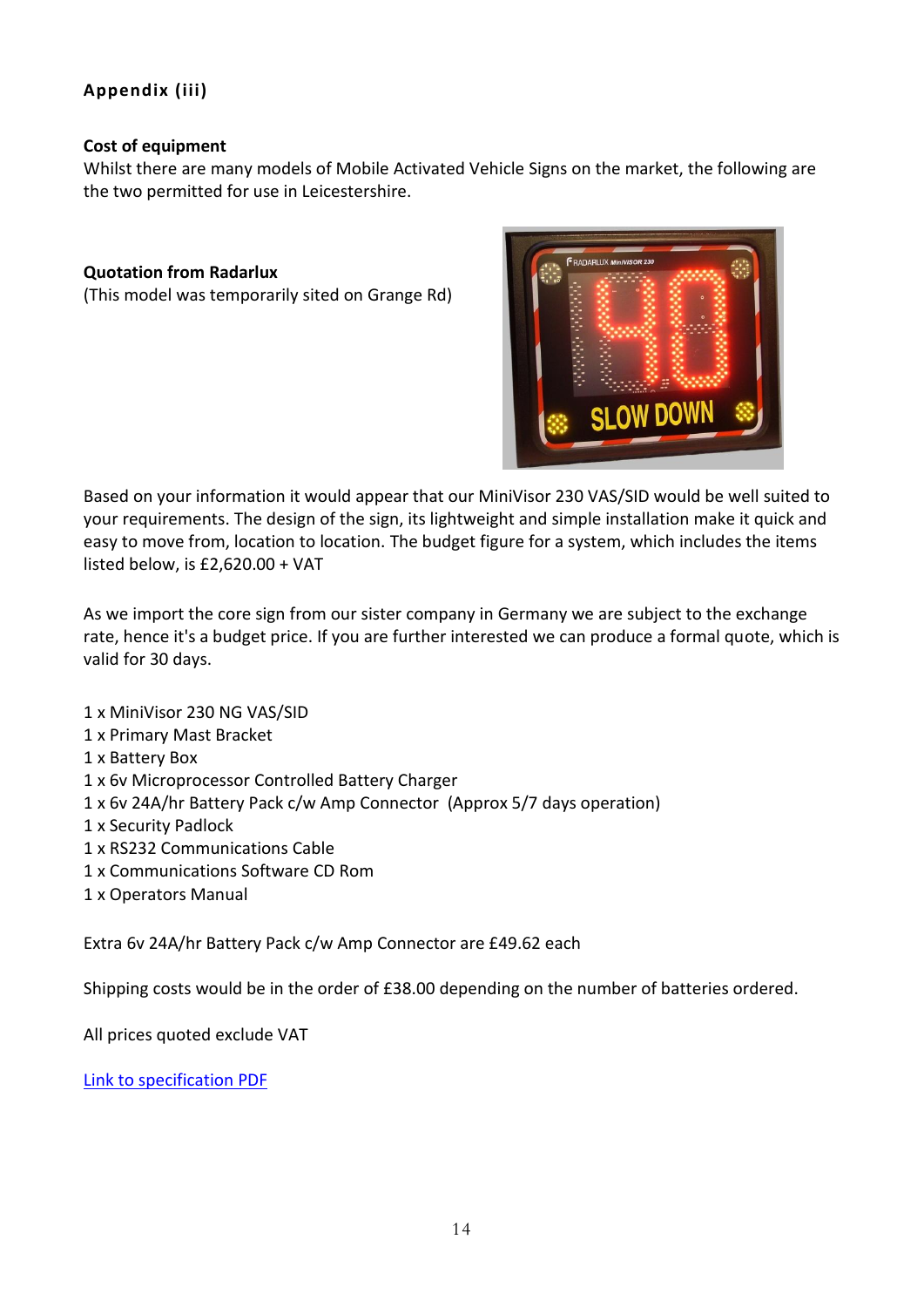**Appendix (iii)**

**Cost of equipment**

Whilst there are many models of Mobile Activated Vehicle Signs on the market, the following are the two permitted for use in Leicestershire.

**Quotation from Radarlux**

(This model was temporarily sited on Grange Rd)

Based on your information it would appear that our MiniVisor 230 VAS/SID would be well suited to your requirements. The design of the sign, its lightweight and simple installation make it quick and easy to move from, location to location. The budget figure for a system, which includes the items listed below, is £2,620.00 + VAT

As we import the core sign from our sister company in Germany we are subject to the exchange rate, hence it's a budget price. If you are further interested we can produce a formal quote, which is valid for 30 days.

1 x MiniVisor 230 NG VAS/SID
1 x Primary Mast Bracket
1 x Battery Box
1 x 6v Microprocessor Controlled Battery Charger
1 x 6v 24A/hr Battery Pack c/w Amp Connector (Approx 5/7 days operation)
1 x Security Padlock
1 x RS232 Communications Cable
1 x Communications Software CD Rom
1 x Operators Manual

Extra 6v 24A/hr Battery Pack c/w Amp Connector are £49.62 each

Shipping costs would be in the order of £38.00 depending on the number of batteries ordered.

All prices quoted exclude VAT

Link to specification PDF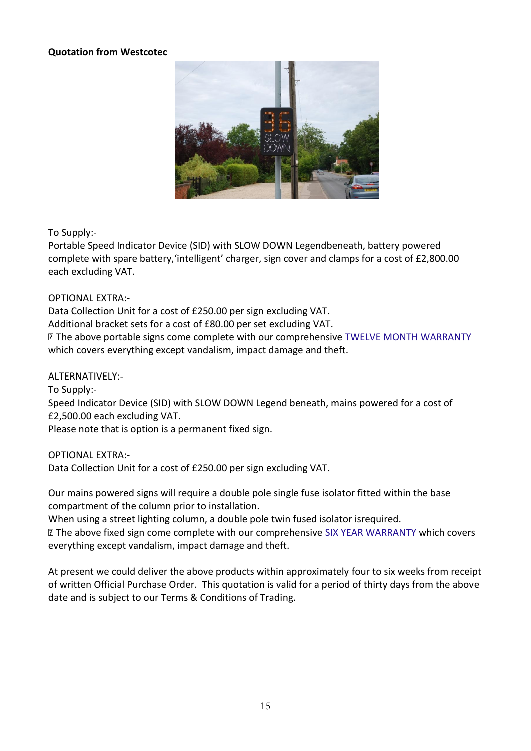**Quotation from Westcotec**

To Supply:-
Portable Speed Indicator Device (SID) with SLOW DOWN Legendbeneath, battery powered complete with spare battery,'intelligent' charger, sign cover and clamps for a cost of £2,800.00 each excluding VAT.

OPTIONAL EXTRA:-
Data Collection Unit for a cost of £250.00 per sign excluding VAT.
Additional bracket sets for a cost of £80.00 per set excluding VAT.
 The above portable signs come complete with our comprehensive TWELVE MONTH WARRANTY which covers everything except vandalism, impact damage and theft.

ALTERNATIVELY:-
To Supply:-
Speed Indicator Device (SID) with SLOW DOWN Legend beneath, mains powered for a cost of £2,500.00 each excluding VAT.
Please note that is option is a permanent fixed sign.

OPTIONAL EXTRA:-
Data Collection Unit for a cost of £250.00 per sign excluding VAT.

Our mains powered signs will require a double pole single fuse isolator fitted within the base compartment of the column prior to installation.
When using a street lighting column, a double pole twin fused isolator isrequired.
 The above fixed sign come complete with our comprehensive SIX YEAR WARRANTY which covers everything except vandalism, impact damage and theft.

At present we could deliver the above products within approximately four to six weeks from receipt of written Official Purchase Order. This quotation is valid for a period of thirty days from the above date and is subject to our Terms & Conditions of Trading.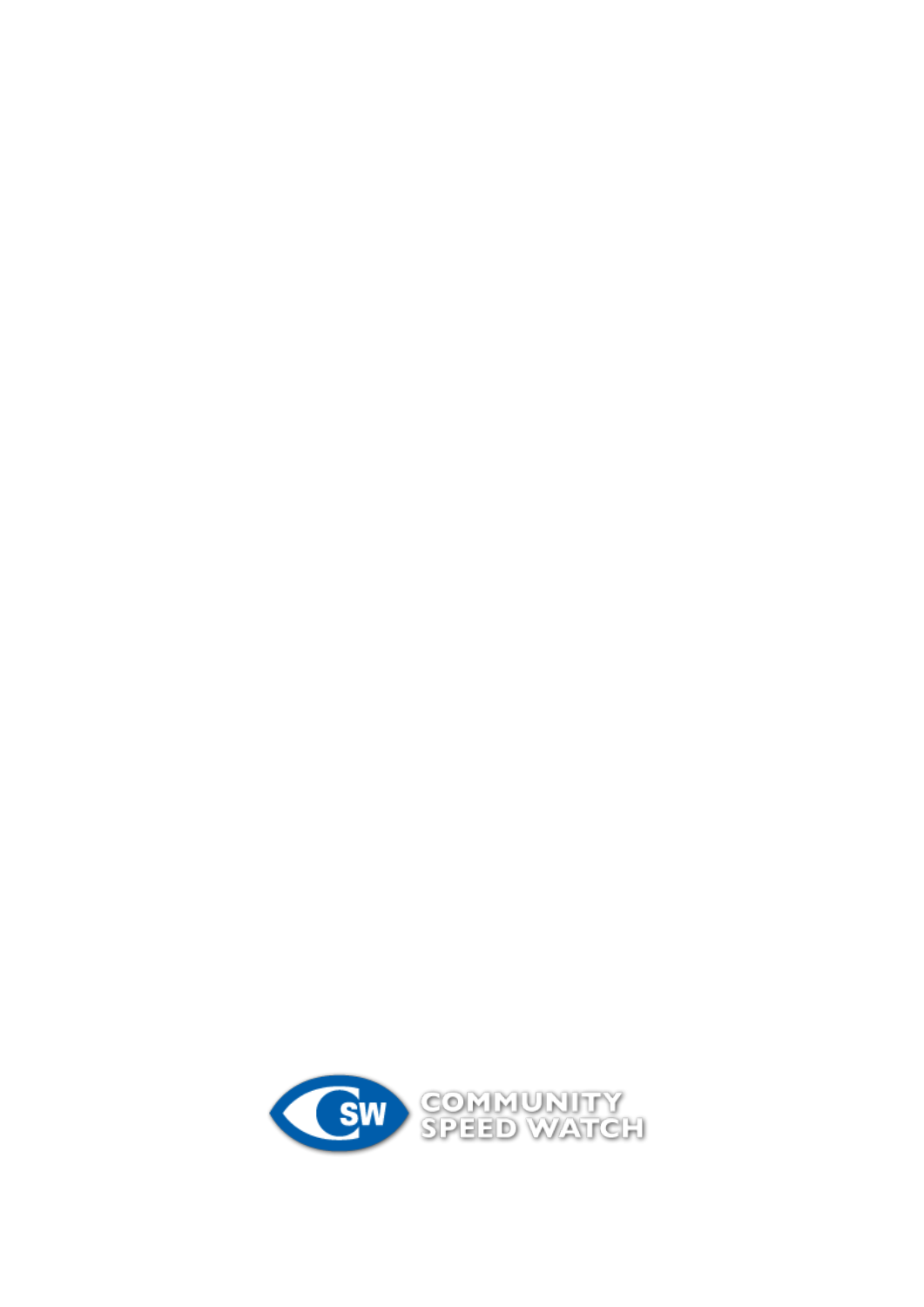COMMUNITY SPEED WATCH